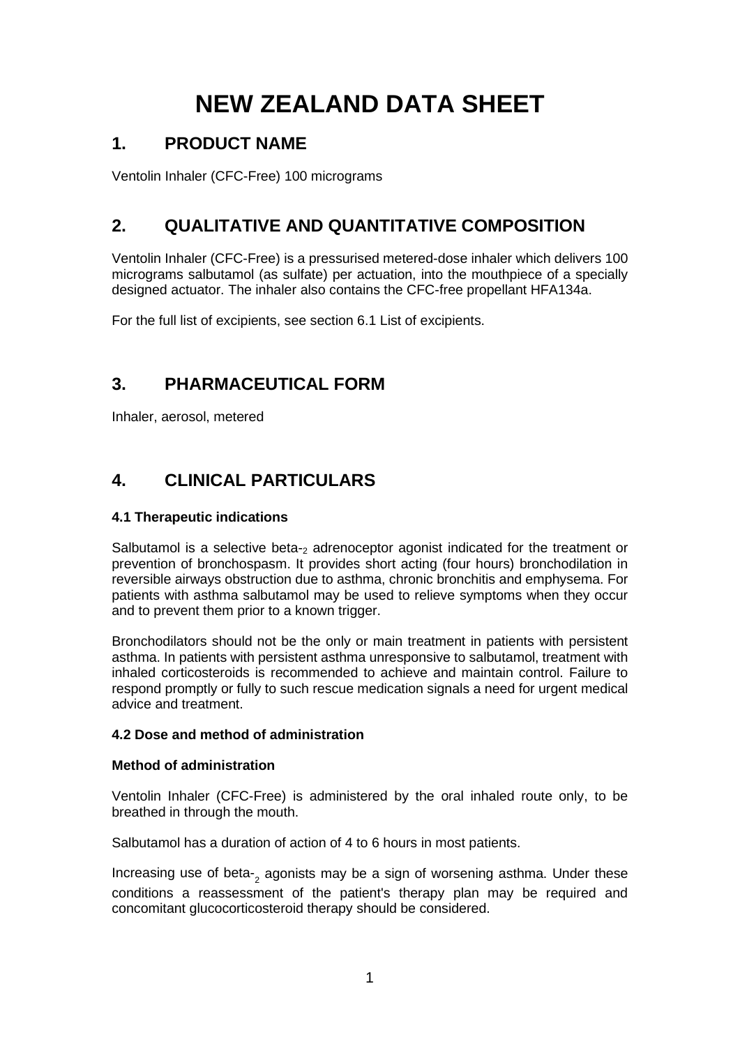# NEW ZEALAND DATA SHEET

## 1. PRODUCT NAME

Ventolin Inhaler (CFC-Free) 100 micrograms

## 2. QUALITATIVE AND QUANTITATIVE COMPOSITION

Ventolin Inhaler (CFC-Free) is a pressurised metered-dose inhaler which delivers 100 micrograms salbutamol (as sulfate) per actuation, into the mouthpiece of a specially designed actuator. The inhaler also contains the CFC-free propellant HFA134a.

For the full list of excipients, see section 6.1 List of excipients.

## 3. PHARMACEUTICAL FORM

Inhaler, aerosol, metered

## 4. CLINICAL PARTICULARS

### 4.1 Therapeutic indications

Salbutamol is a selective beta-$_2$ adrenoceptor agonist indicated for the treatment or prevention of bronchospasm. It provides short acting (four hours) bronchodilation in reversible airways obstruction due to asthma, chronic bronchitis and emphysema. For patients with asthma salbutamol may be used to relieve symptoms when they occur and to prevent them prior to a known trigger.

Bronchodilators should not be the only or main treatment in patients with persistent asthma. In patients with persistent asthma unresponsive to salbutamol, treatment with inhaled corticosteroids is recommended to achieve and maintain control. Failure to respond promptly or fully to such rescue medication signals a need for urgent medical advice and treatment.

### 4.2 Dose and method of administration

**Method of administration**

Ventolin Inhaler (CFC-Free) is administered by the oral inhaled route only, to be breathed in through the mouth.

Salbutamol has a duration of action of 4 to 6 hours in most patients.

Increasing use of beta-$_2$ agonists may be a sign of worsening asthma. Under these conditions a reassessment of the patient's therapy plan may be required and concomitant glucocorticosteroid therapy should be considered.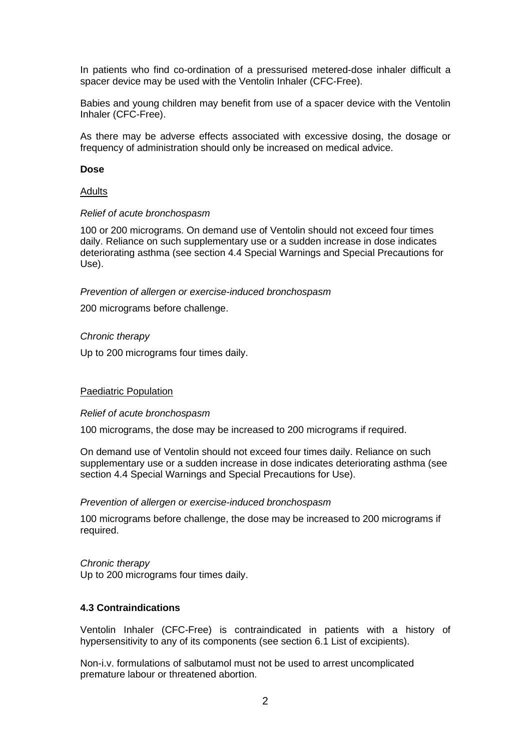In patients who find co-ordination of a pressurised metered-dose inhaler difficult a spacer device may be used with the Ventolin Inhaler (CFC-Free).

Babies and young children may benefit from use of a spacer device with the Ventolin Inhaler (CFC-Free).

As there may be adverse effects associated with excessive dosing, the dosage or frequency of administration should only be increased on medical advice.

**Dose**

Adults

*Relief of acute bronchospasm*

100 or 200 micrograms. On demand use of Ventolin should not exceed four times daily. Reliance on such supplementary use or a sudden increase in dose indicates deteriorating asthma (see section 4.4 Special Warnings and Special Precautions for Use).

*Prevention of allergen or exercise-induced bronchospasm*

200 micrograms before challenge.

*Chronic therapy*

Up to 200 micrograms four times daily.

Paediatric Population

*Relief of acute bronchospasm*

100 micrograms, the dose may be increased to 200 micrograms if required.

On demand use of Ventolin should not exceed four times daily. Reliance on such supplementary use or a sudden increase in dose indicates deteriorating asthma (see section 4.4 Special Warnings and Special Precautions for Use).

*Prevention of allergen or exercise-induced bronchospasm*

100 micrograms before challenge, the dose may be increased to 200 micrograms if required.

*Chronic therapy*
Up to 200 micrograms four times daily.

### 4.3 Contraindications

Ventolin Inhaler (CFC-Free) is contraindicated in patients with a history of hypersensitivity to any of its components (see section 6.1 List of excipients).

Non-i.v. formulations of salbutamol must not be used to arrest uncomplicated premature labour or threatened abortion.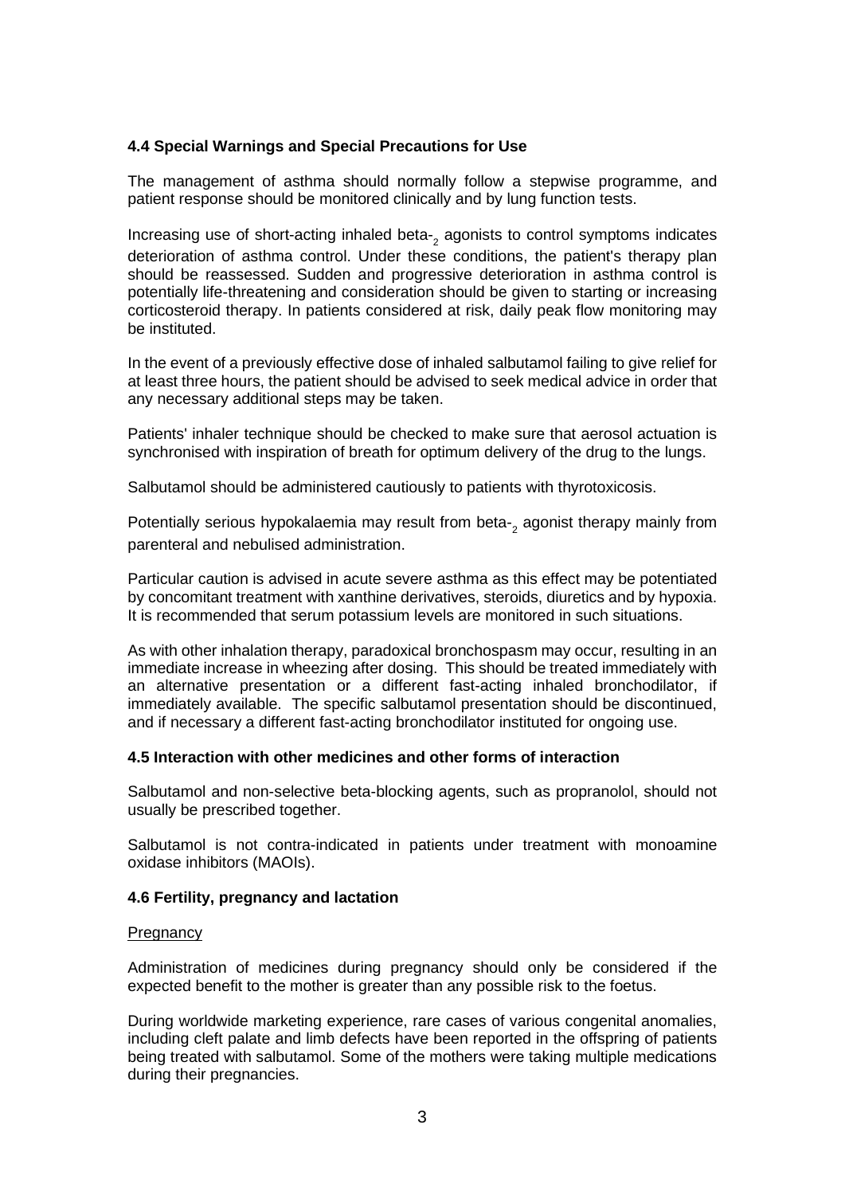### 4.4 Special Warnings and Special Precautions for Use

The management of asthma should normally follow a stepwise programme, and patient response should be monitored clinically and by lung function tests.

Increasing use of short-acting inhaled beta-$_2$ agonists to control symptoms indicates deterioration of asthma control. Under these conditions, the patient's therapy plan should be reassessed. Sudden and progressive deterioration in asthma control is potentially life-threatening and consideration should be given to starting or increasing corticosteroid therapy. In patients considered at risk, daily peak flow monitoring may be instituted.

In the event of a previously effective dose of inhaled salbutamol failing to give relief for at least three hours, the patient should be advised to seek medical advice in order that any necessary additional steps may be taken.

Patients' inhaler technique should be checked to make sure that aerosol actuation is synchronised with inspiration of breath for optimum delivery of the drug to the lungs.

Salbutamol should be administered cautiously to patients with thyrotoxicosis.

Potentially serious hypokalaemia may result from beta-$_2$ agonist therapy mainly from parenteral and nebulised administration.

Particular caution is advised in acute severe asthma as this effect may be potentiated by concomitant treatment with xanthine derivatives, steroids, diuretics and by hypoxia. It is recommended that serum potassium levels are monitored in such situations.

As with other inhalation therapy, paradoxical bronchospasm may occur, resulting in an immediate increase in wheezing after dosing. This should be treated immediately with an alternative presentation or a different fast-acting inhaled bronchodilator, if immediately available. The specific salbutamol presentation should be discontinued, and if necessary a different fast-acting bronchodilator instituted for ongoing use.

### 4.5 Interaction with other medicines and other forms of interaction

Salbutamol and non-selective beta-blocking agents, such as propranolol, should not usually be prescribed together.

Salbutamol is not contra-indicated in patients under treatment with monoamine oxidase inhibitors (MAOIs).

### 4.6 Fertility, pregnancy and lactation

Pregnancy

Administration of medicines during pregnancy should only be considered if the expected benefit to the mother is greater than any possible risk to the foetus.

During worldwide marketing experience, rare cases of various congenital anomalies, including cleft palate and limb defects have been reported in the offspring of patients being treated with salbutamol. Some of the mothers were taking multiple medications during their pregnancies.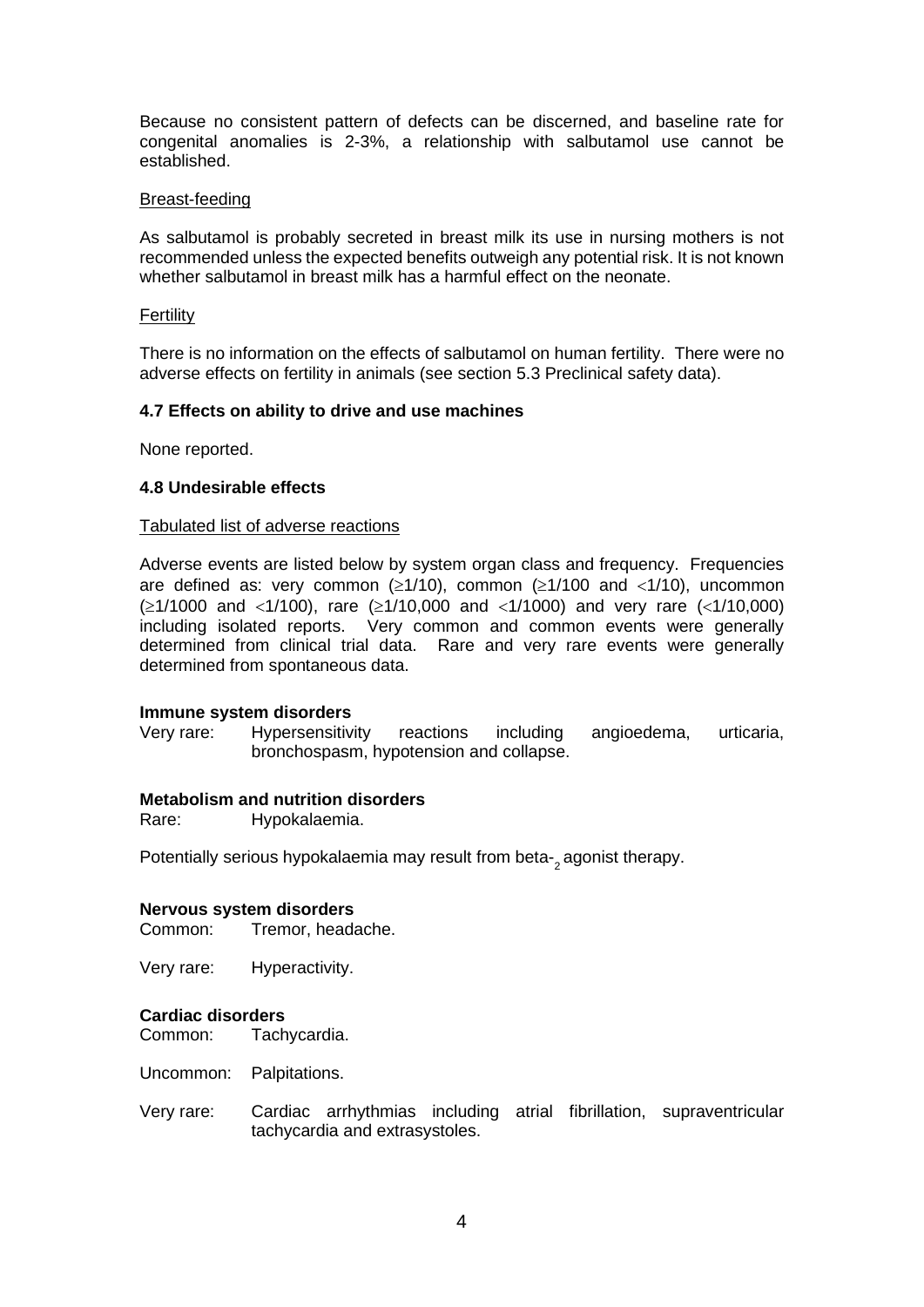Because no consistent pattern of defects can be discerned, and baseline rate for congenital anomalies is 2-3%, a relationship with salbutamol use cannot be established.

Breast-feeding

As salbutamol is probably secreted in breast milk its use in nursing mothers is not recommended unless the expected benefits outweigh any potential risk. It is not known whether salbutamol in breast milk has a harmful effect on the neonate.

Fertility

There is no information on the effects of salbutamol on human fertility. There were no adverse effects on fertility in animals (see section 5.3 Preclinical safety data).

### 4.7 Effects on ability to drive and use machines

None reported.

### 4.8 Undesirable effects

Tabulated list of adverse reactions

Adverse events are listed below by system organ class and frequency. Frequencies are defined as: very common ($\geq$1/10), common ($\geq$1/100 and $<$1/10), uncommon ($\geq$1/1000 and $<$1/100), rare ($\geq$1/10,000 and $<$1/1000) and very rare ($<$1/10,000) including isolated reports. Very common and common events were generally determined from clinical trial data. Rare and very rare events were generally determined from spontaneous data.

**Immune system disorders**

Very rare: Hypersensitivity reactions including angioedema, urticaria, bronchospasm, hypotension and collapse.

**Metabolism and nutrition disorders**

Rare: Hypokalaemia.

Potentially serious hypokalaemia may result from beta-$_2$ agonist therapy.

**Nervous system disorders**

Common: Tremor, headache.

Very rare: Hyperactivity.

**Cardiac disorders**

Common: Tachycardia.

Uncommon: Palpitations.

Very rare: Cardiac arrhythmias including atrial fibrillation, supraventricular tachycardia and extrasystoles.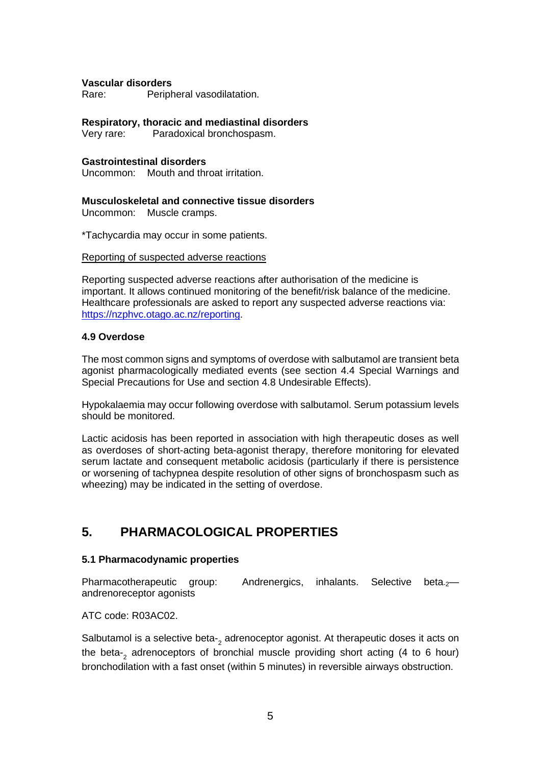**Vascular disorders**
Rare: Peripheral vasodilatation.

**Respiratory, thoracic and mediastinal disorders**
Very rare: Paradoxical bronchospasm.

**Gastrointestinal disorders**
Uncommon: Mouth and throat irritation.

**Musculoskeletal and connective tissue disorders**
Uncommon: Muscle cramps.

*Tachycardia may occur in some patients.

Reporting of suspected adverse reactions

Reporting suspected adverse reactions after authorisation of the medicine is important. It allows continued monitoring of the benefit/risk balance of the medicine. Healthcare professionals are asked to report any suspected adverse reactions via: https://nzphvc.otago.ac.nz/reporting.

### 4.9 Overdose

The most common signs and symptoms of overdose with salbutamol are transient beta agonist pharmacologically mediated events (see section 4.4 Special Warnings and Special Precautions for Use and section 4.8 Undesirable Effects).

Hypokalaemia may occur following overdose with salbutamol. Serum potassium levels should be monitored.

Lactic acidosis has been reported in association with high therapeutic doses as well as overdoses of short-acting beta-agonist therapy, therefore monitoring for elevated serum lactate and consequent metabolic acidosis (particularly if there is persistence or worsening of tachypnea despite resolution of other signs of bronchospasm such as wheezing) may be indicated in the setting of overdose.

## 5. PHARMACOLOGICAL PROPERTIES

### 5.1 Pharmacodynamic properties

Pharmacotherapeutic group: Andrenergics, inhalants. Selective beta-$_2$—andrenoreceptor agonists

ATC code: R03AC02.

Salbutamol is a selective beta-$_2$ adrenoceptor agonist. At therapeutic doses it acts on the beta-$_2$ adrenoceptors of bronchial muscle providing short acting (4 to 6 hour) bronchodilation with a fast onset (within 5 minutes) in reversible airways obstruction.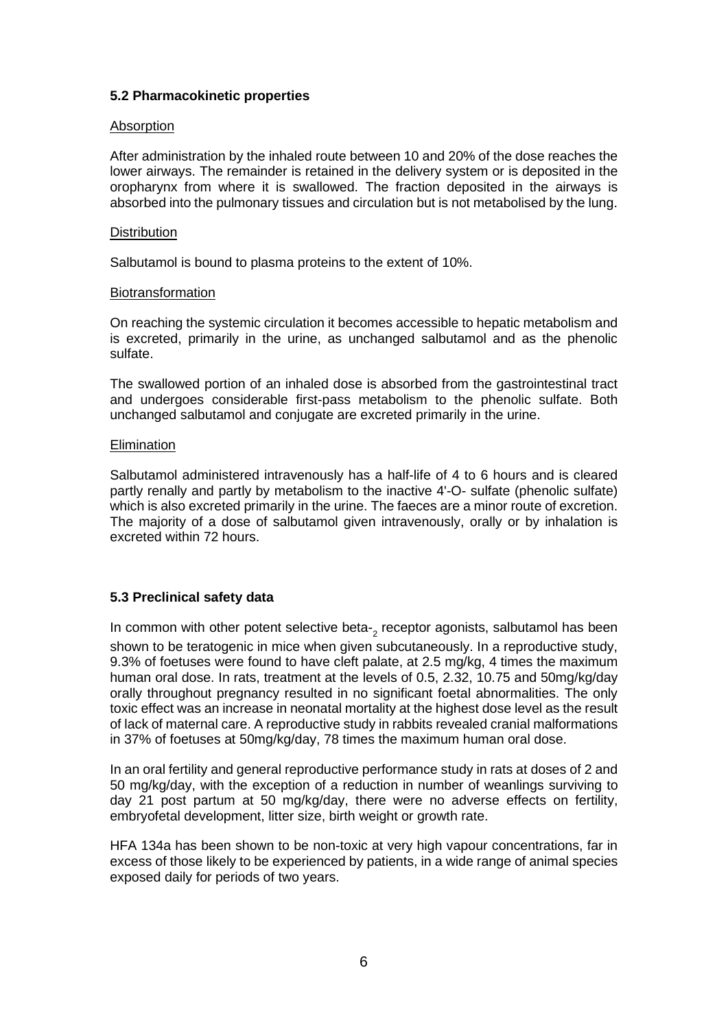### 5.2 Pharmacokinetic properties

Absorption

After administration by the inhaled route between 10 and 20% of the dose reaches the lower airways. The remainder is retained in the delivery system or is deposited in the oropharynx from where it is swallowed. The fraction deposited in the airways is absorbed into the pulmonary tissues and circulation but is not metabolised by the lung.

Distribution

Salbutamol is bound to plasma proteins to the extent of 10%.

Biotransformation

On reaching the systemic circulation it becomes accessible to hepatic metabolism and is excreted, primarily in the urine, as unchanged salbutamol and as the phenolic sulfate.

The swallowed portion of an inhaled dose is absorbed from the gastrointestinal tract and undergoes considerable first-pass metabolism to the phenolic sulfate. Both unchanged salbutamol and conjugate are excreted primarily in the urine.

Elimination

Salbutamol administered intravenously has a half-life of 4 to 6 hours and is cleared partly renally and partly by metabolism to the inactive 4'-O- sulfate (phenolic sulfate) which is also excreted primarily in the urine. The faeces are a minor route of excretion. The majority of a dose of salbutamol given intravenously, orally or by inhalation is excreted within 72 hours.

### 5.3 Preclinical safety data

In common with other potent selective beta-$_2$ receptor agonists, salbutamol has been shown to be teratogenic in mice when given subcutaneously. In a reproductive study, 9.3% of foetuses were found to have cleft palate, at 2.5 mg/kg, 4 times the maximum human oral dose. In rats, treatment at the levels of 0.5, 2.32, 10.75 and 50mg/kg/day orally throughout pregnancy resulted in no significant foetal abnormalities. The only toxic effect was an increase in neonatal mortality at the highest dose level as the result of lack of maternal care. A reproductive study in rabbits revealed cranial malformations in 37% of foetuses at 50mg/kg/day, 78 times the maximum human oral dose.

In an oral fertility and general reproductive performance study in rats at doses of 2 and 50 mg/kg/day, with the exception of a reduction in number of weanlings surviving to day 21 post partum at 50 mg/kg/day, there were no adverse effects on fertility, embryofetal development, litter size, birth weight or growth rate.

HFA 134a has been shown to be non-toxic at very high vapour concentrations, far in excess of those likely to be experienced by patients, in a wide range of animal species exposed daily for periods of two years.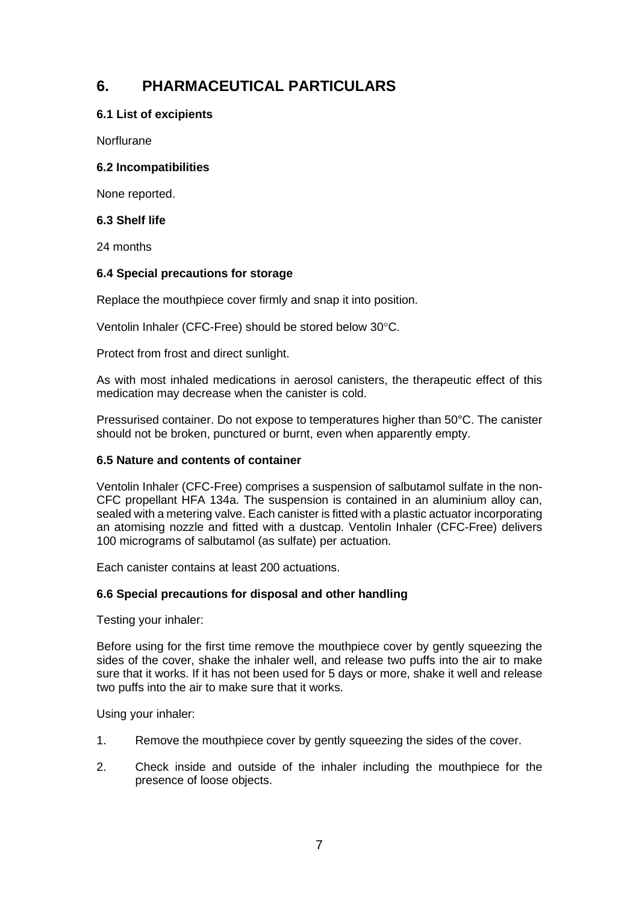# 6. PHARMACEUTICAL PARTICULARS

### 6.1 List of excipients

Norflurane

### 6.2 Incompatibilities

None reported.

### 6.3 Shelf life

24 months

### 6.4 Special precautions for storage

Replace the mouthpiece cover firmly and snap it into position.

Ventolin Inhaler (CFC-Free) should be stored below 30°C.

Protect from frost and direct sunlight.

As with most inhaled medications in aerosol canisters, the therapeutic effect of this medication may decrease when the canister is cold.

Pressurised container. Do not expose to temperatures higher than 50°C. The canister should not be broken, punctured or burnt, even when apparently empty.

### 6.5 Nature and contents of container

Ventolin Inhaler (CFC-Free) comprises a suspension of salbutamol sulfate in the non-CFC propellant HFA 134a. The suspension is contained in an aluminium alloy can, sealed with a metering valve. Each canister is fitted with a plastic actuator incorporating an atomising nozzle and fitted with a dustcap. Ventolin Inhaler (CFC-Free) delivers 100 micrograms of salbutamol (as sulfate) per actuation.

Each canister contains at least 200 actuations.

### 6.6 Special precautions for disposal and other handling

Testing your inhaler:

Before using for the first time remove the mouthpiece cover by gently squeezing the sides of the cover, shake the inhaler well, and release two puffs into the air to make sure that it works. If it has not been used for 5 days or more, shake it well and release two puffs into the air to make sure that it works.

Using your inhaler:

1. Remove the mouthpiece cover by gently squeezing the sides of the cover.
2. Check inside and outside of the inhaler including the mouthpiece for the presence of loose objects.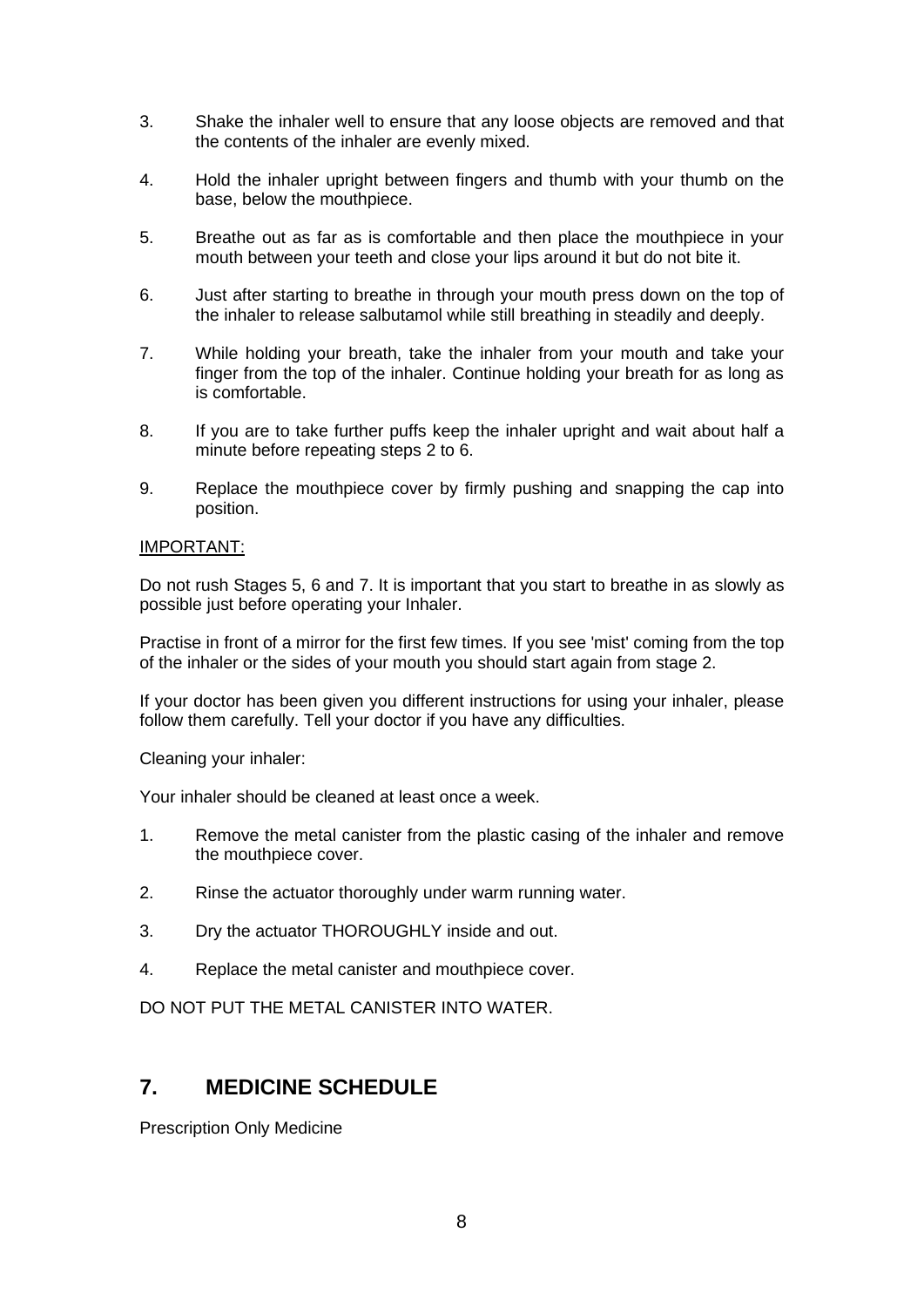3. Shake the inhaler well to ensure that any loose objects are removed and that the contents of the inhaler are evenly mixed.

4. Hold the inhaler upright between fingers and thumb with your thumb on the base, below the mouthpiece.

5. Breathe out as far as is comfortable and then place the mouthpiece in your mouth between your teeth and close your lips around it but do not bite it.

6. Just after starting to breathe in through your mouth press down on the top of the inhaler to release salbutamol while still breathing in steadily and deeply.

7. While holding your breath, take the inhaler from your mouth and take your finger from the top of the inhaler. Continue holding your breath for as long as is comfortable.

8. If you are to take further puffs keep the inhaler upright and wait about half a minute before repeating steps 2 to 6.

9. Replace the mouthpiece cover by firmly pushing and snapping the cap into position.

<u>IMPORTANT:</u>

Do not rush Stages 5, 6 and 7. It is important that you start to breathe in as slowly as possible just before operating your Inhaler.

Practise in front of a mirror for the first few times. If you see 'mist' coming from the top of the inhaler or the sides of your mouth you should start again from stage 2.

If your doctor has been given you different instructions for using your inhaler, please follow them carefully. Tell your doctor if you have any difficulties.

Cleaning your inhaler:

Your inhaler should be cleaned at least once a week.

1. Remove the metal canister from the plastic casing of the inhaler and remove the mouthpiece cover.

2. Rinse the actuator thoroughly under warm running water.

3. Dry the actuator THOROUGHLY inside and out.

4. Replace the metal canister and mouthpiece cover.

DO NOT PUT THE METAL CANISTER INTO WATER.

## 7. MEDICINE SCHEDULE

Prescription Only Medicine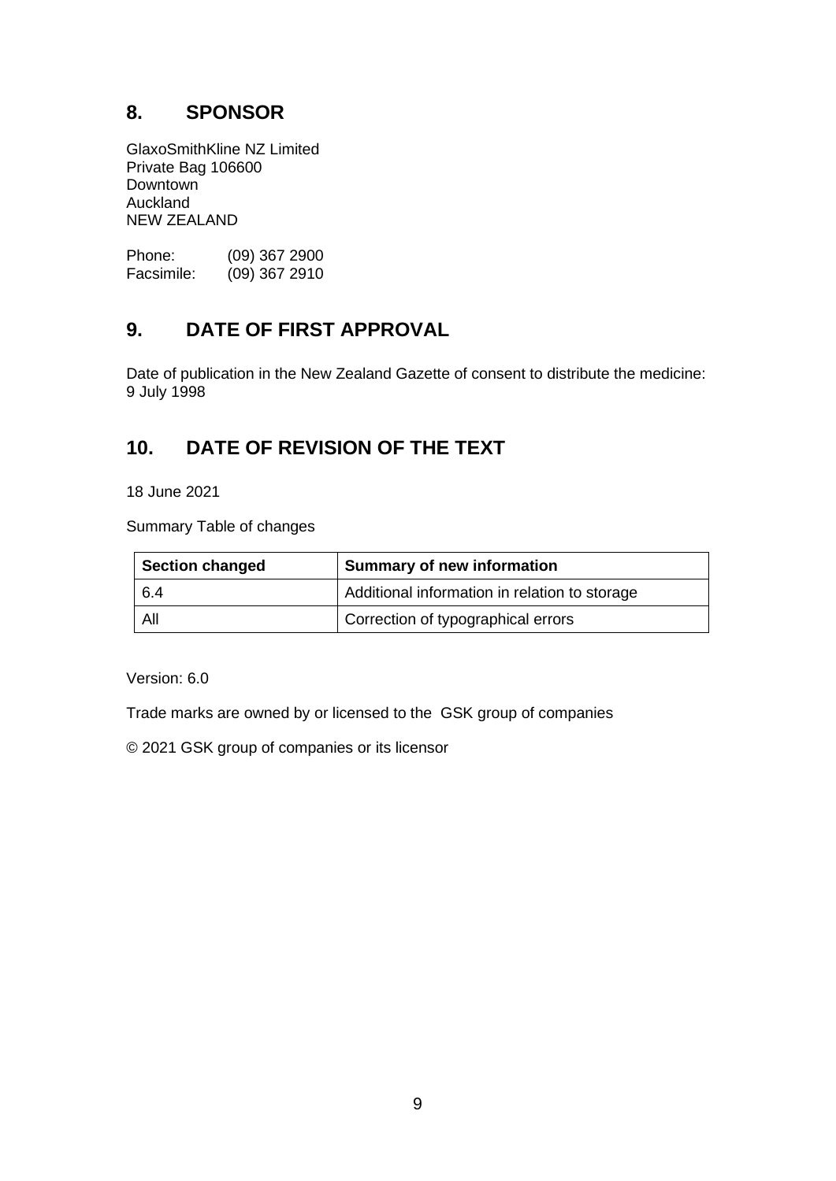## 8. SPONSOR

GlaxoSmithKline NZ Limited
Private Bag 106600
Downtown
Auckland
NEW ZEALAND

Phone: (09) 367 2900
Facsimile: (09) 367 2910

## 9. DATE OF FIRST APPROVAL

Date of publication in the New Zealand Gazette of consent to distribute the medicine: 9 July 1998

## 10. DATE OF REVISION OF THE TEXT

18 June 2021

Summary Table of changes

| Section changed | Summary of new information |
|---|---|
| 6.4 | Additional information in relation to storage |
| All | Correction of typographical errors |

Version: 6.0

Trade marks are owned by or licensed to the GSK group of companies

© 2021 GSK group of companies or its licensor